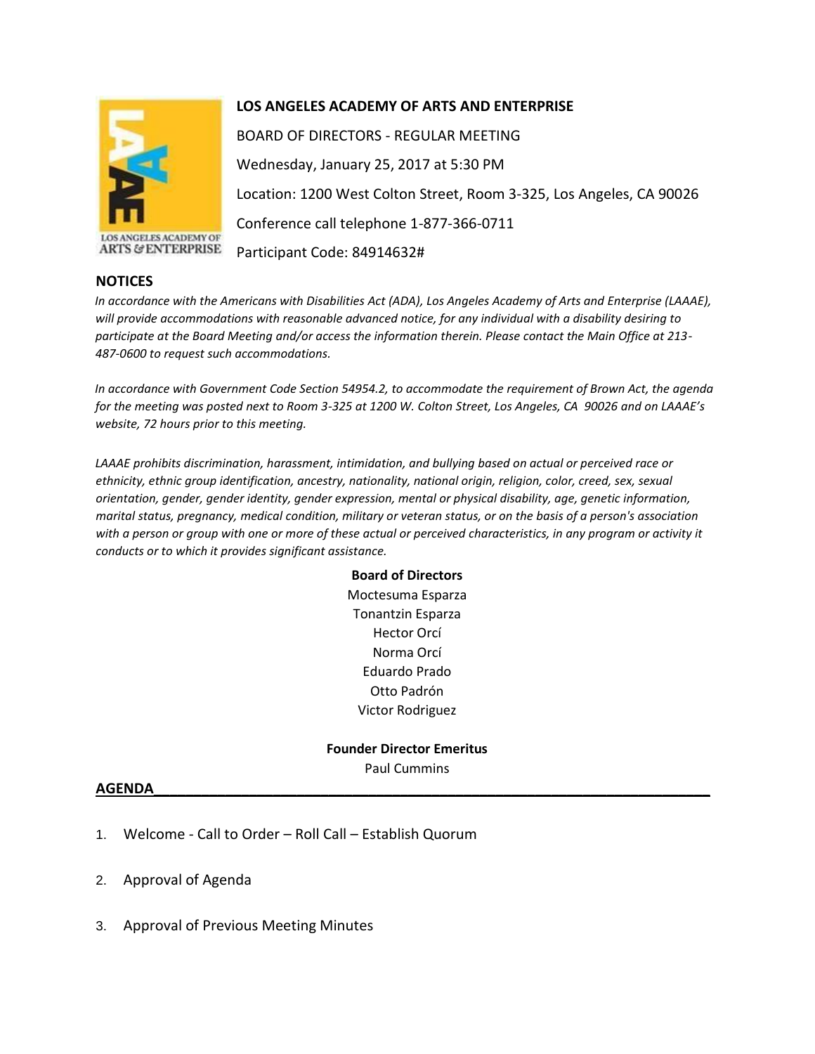**LOS ANGELES ACADEMY OF ARTS AND ENTERPRISE**

BOARD OF DIRECTORS - REGULAR MEETING

Wednesday, January 25, 2017 at 5:30 PM

Location: 1200 West Colton Street, Room 3-325, Los Angeles, CA 90026

Conference call telephone 1-877-366-0711

Participant Code: 84914632#

## NOTICES

*In accordance with the Americans with Disabilities Act (ADA), Los Angeles Academy of Arts and Enterprise (LAAAE), will provide accommodations with reasonable advanced notice, for any individual with a disability desiring to participate at the Board Meeting and/or access the information therein. Please contact the Main Office at 213-487-0600 to request such accommodations.*

*In accordance with Government Code Section 54954.2, to accommodate the requirement of Brown Act, the agenda for the meeting was posted next to Room 3-325 at 1200 W. Colton Street, Los Angeles, CA 90026 and on LAAAE's website, 72 hours prior to this meeting.*

*LAAAE prohibits discrimination, harassment, intimidation, and bullying based on actual or perceived race or ethnicity, ethnic group identification, ancestry, nationality, national origin, religion, color, creed, sex, sexual orientation, gender, gender identity, gender expression, mental or physical disability, age, genetic information, marital status, pregnancy, medical condition, military or veteran status, or on the basis of a person's association with a person or group with one or more of these actual or perceived characteristics, in any program or activity it conducts or to which it provides significant assistance.*

**Board of Directors**

Moctesuma Esparza
Tonantzin Esparza
Hector Orcí
Norma Orcí
Eduardo Prado
Otto Padrón
Victor Rodriguez

**Founder Director Emeritus**

Paul Cummins

## AGENDA

1. Welcome - Call to Order – Roll Call – Establish Quorum
2. Approval of Agenda
3. Approval of Previous Meeting Minutes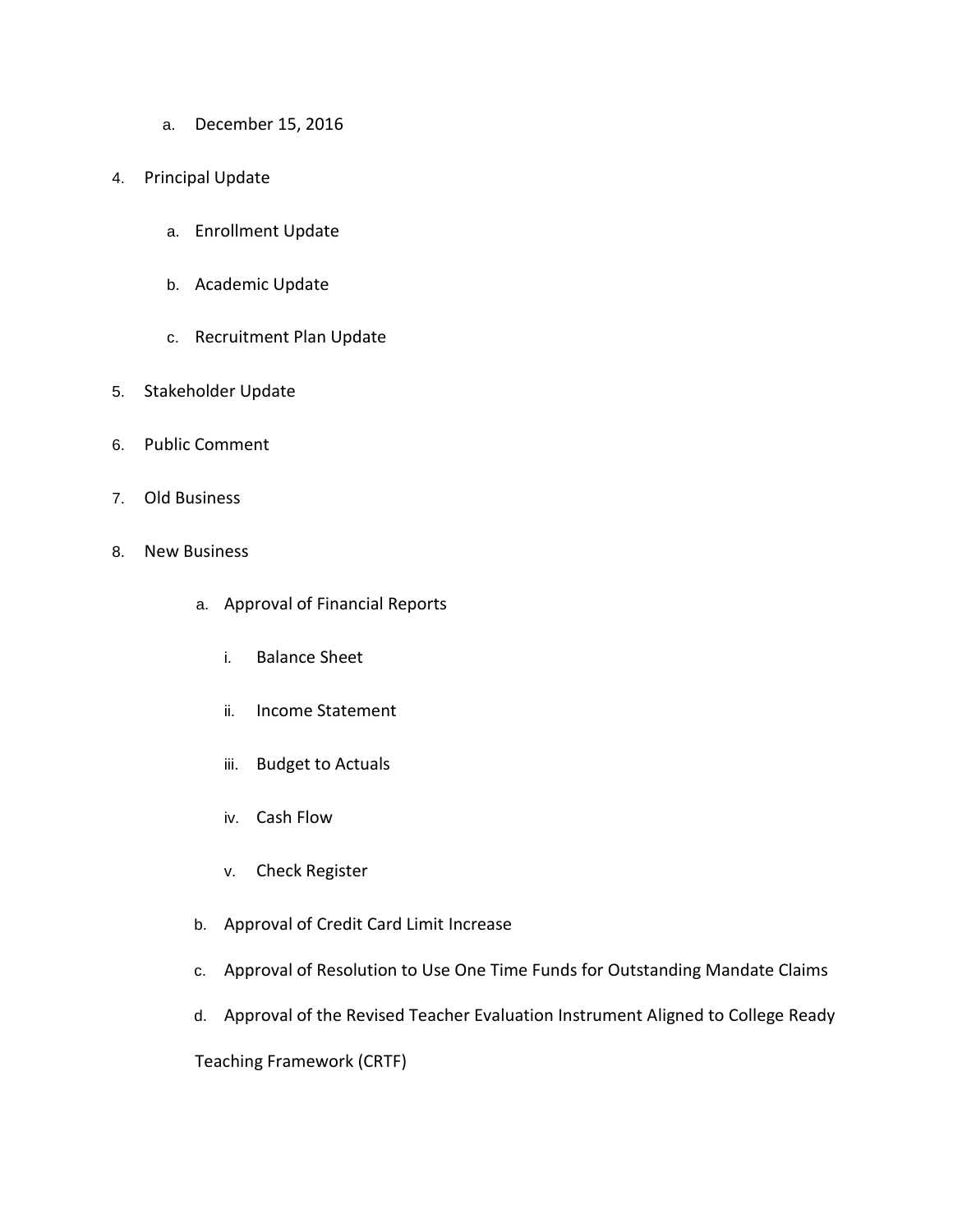a. December 15, 2016

4. Principal Update

   a. Enrollment Update

   b. Academic Update

   c. Recruitment Plan Update

5. Stakeholder Update

6. Public Comment

7. Old Business

8. New Business

   a. Approval of Financial Reports

      i. Balance Sheet

      ii. Income Statement

      iii. Budget to Actuals

      iv. Cash Flow

      v. Check Register

   b. Approval of Credit Card Limit Increase

   c. Approval of Resolution to Use One Time Funds for Outstanding Mandate Claims

   d. Approval of the Revised Teacher Evaluation Instrument Aligned to College Ready Teaching Framework (CRTF)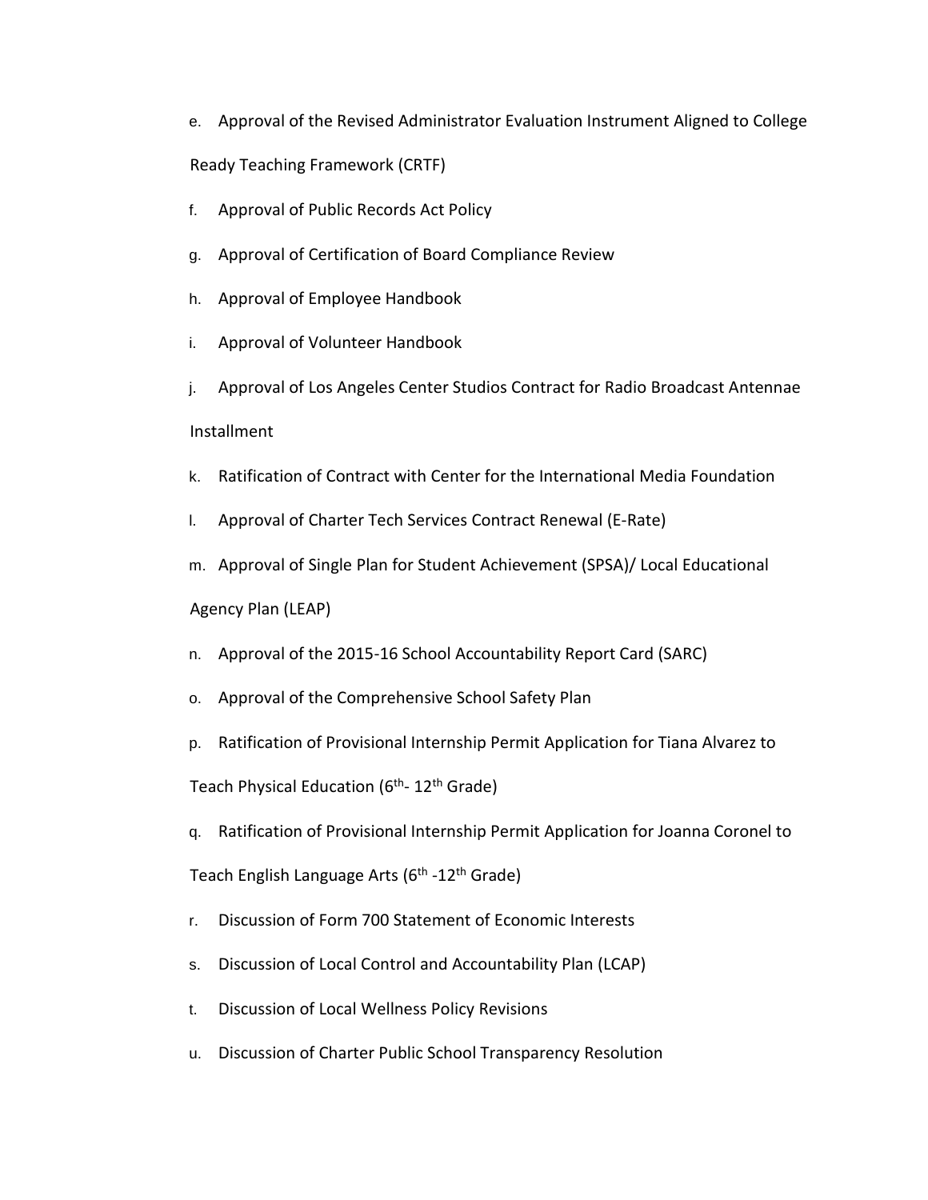e. Approval of the Revised Administrator Evaluation Instrument Aligned to College Ready Teaching Framework (CRTF)

f. Approval of Public Records Act Policy

g. Approval of Certification of Board Compliance Review

h. Approval of Employee Handbook

i. Approval of Volunteer Handbook

j. Approval of Los Angeles Center Studios Contract for Radio Broadcast Antennae Installment

k. Ratification of Contract with Center for the International Media Foundation

l. Approval of Charter Tech Services Contract Renewal (E-Rate)

m. Approval of Single Plan for Student Achievement (SPSA)/ Local Educational Agency Plan (LEAP)

n. Approval of the 2015-16 School Accountability Report Card (SARC)

o. Approval of the Comprehensive School Safety Plan

p. Ratification of Provisional Internship Permit Application for Tiana Alvarez to Teach Physical Education (6th- 12th Grade)

q. Ratification of Provisional Internship Permit Application for Joanna Coronel to Teach English Language Arts (6th -12th Grade)

r. Discussion of Form 700 Statement of Economic Interests

s. Discussion of Local Control and Accountability Plan (LCAP)

t. Discussion of Local Wellness Policy Revisions

u. Discussion of Charter Public School Transparency Resolution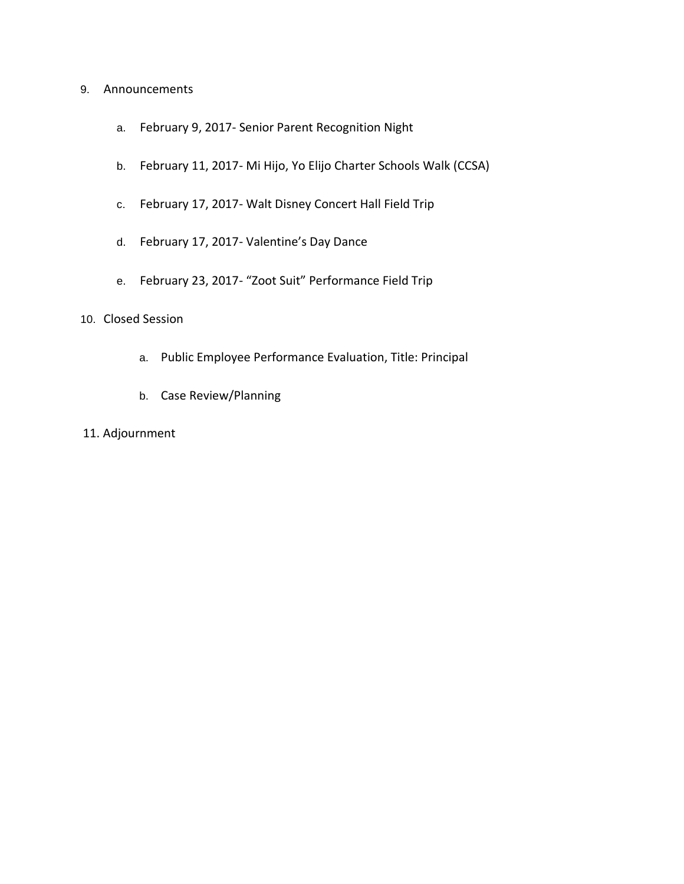9. Announcements

    a. February 9, 2017- Senior Parent Recognition Night

    b. February 11, 2017- Mi Hijo, Yo Elijo Charter Schools Walk (CCSA)

    c. February 17, 2017- Walt Disney Concert Hall Field Trip

    d. February 17, 2017- Valentine's Day Dance

    e. February 23, 2017- "Zoot Suit" Performance Field Trip

10. Closed Session

    a. Public Employee Performance Evaluation, Title: Principal

    b. Case Review/Planning

11. Adjournment